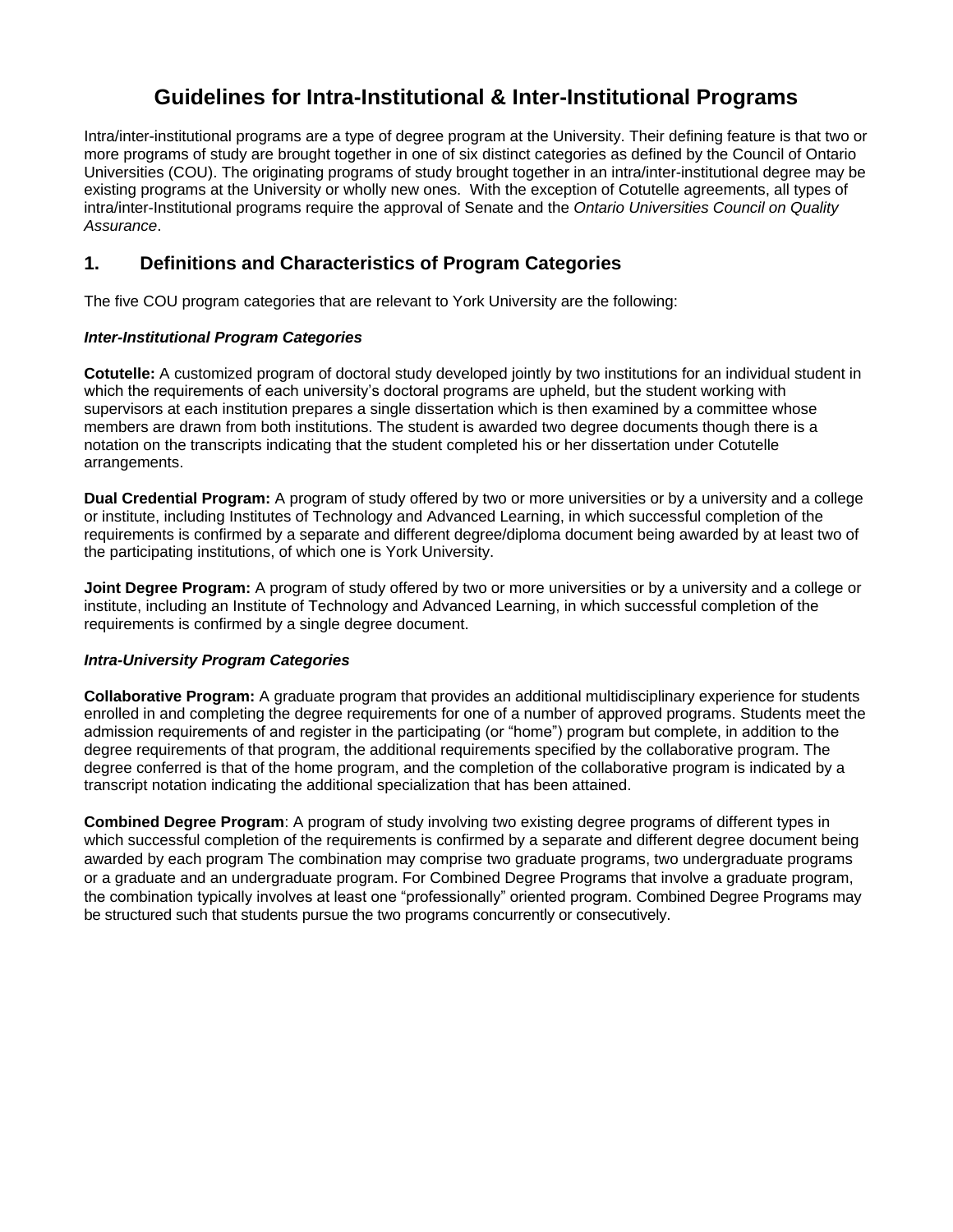# Guidelines for Intra-Institutional & Inter-Institutional Programs

Intra/inter-institutional programs are a type of degree program at the University. Their defining feature is that two or more programs of study are brought together in one of six distinct categories as defined by the Council of Ontario Universities (COU). The originating programs of study brought together in an intra/inter-institutional degree may be existing programs at the University or wholly new ones. With the exception of Cotutelle agreements, all types of intra/inter-Institutional programs require the approval of Senate and the *Ontario Universities Council on Quality Assurance*.

## 1. Definitions and Characteristics of Program Categories

The five COU program categories that are relevant to York University are the following:

***Inter-Institutional Program Categories***

**Cotutelle:** A customized program of doctoral study developed jointly by two institutions for an individual student in which the requirements of each university's doctoral programs are upheld, but the student working with supervisors at each institution prepares a single dissertation which is then examined by a committee whose members are drawn from both institutions. The student is awarded two degree documents though there is a notation on the transcripts indicating that the student completed his or her dissertation under Cotutelle arrangements.

**Dual Credential Program:** A program of study offered by two or more universities or by a university and a college or institute, including Institutes of Technology and Advanced Learning, in which successful completion of the requirements is confirmed by a separate and different degree/diploma document being awarded by at least two of the participating institutions, of which one is York University.

**Joint Degree Program:** A program of study offered by two or more universities or by a university and a college or institute, including an Institute of Technology and Advanced Learning, in which successful completion of the requirements is confirmed by a single degree document.

***Intra-University Program Categories***

**Collaborative Program:** A graduate program that provides an additional multidisciplinary experience for students enrolled in and completing the degree requirements for one of a number of approved programs. Students meet the admission requirements of and register in the participating (or "home") program but complete, in addition to the degree requirements of that program, the additional requirements specified by the collaborative program. The degree conferred is that of the home program, and the completion of the collaborative program is indicated by a transcript notation indicating the additional specialization that has been attained.

**Combined Degree Program**: A program of study involving two existing degree programs of different types in which successful completion of the requirements is confirmed by a separate and different degree document being awarded by each program The combination may comprise two graduate programs, two undergraduate programs or a graduate and an undergraduate program. For Combined Degree Programs that involve a graduate program, the combination typically involves at least one "professionally" oriented program. Combined Degree Programs may be structured such that students pursue the two programs concurrently or consecutively.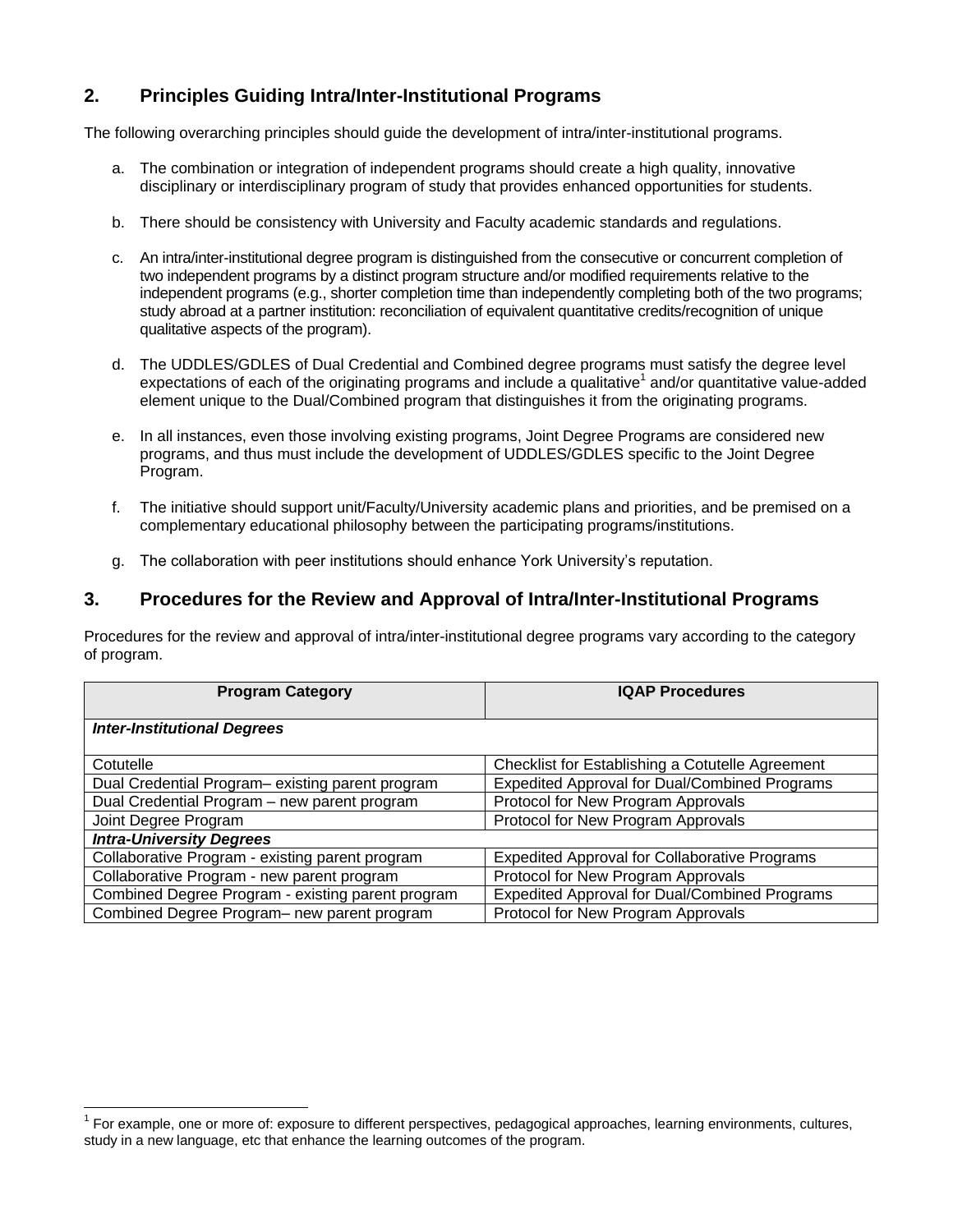## 2. Principles Guiding Intra/Inter-Institutional Programs

The following overarching principles should guide the development of intra/inter-institutional programs.

a. The combination or integration of independent programs should create a high quality, innovative disciplinary or interdisciplinary program of study that provides enhanced opportunities for students.

b. There should be consistency with University and Faculty academic standards and regulations.

c. An intra/inter-institutional degree program is distinguished from the consecutive or concurrent completion of two independent programs by a distinct program structure and/or modified requirements relative to the independent programs (e.g., shorter completion time than independently completing both of the two programs; study abroad at a partner institution: reconciliation of equivalent quantitative credits/recognition of unique qualitative aspects of the program).

d. The UDDLES/GDLES of Dual Credential and Combined degree programs must satisfy the degree level expectations of each of the originating programs and include a qualitative[1] and/or quantitative value-added element unique to the Dual/Combined program that distinguishes it from the originating programs.

e. In all instances, even those involving existing programs, Joint Degree Programs are considered new programs, and thus must include the development of UDDLES/GDLES specific to the Joint Degree Program.

f. The initiative should support unit/Faculty/University academic plans and priorities, and be premised on a complementary educational philosophy between the participating programs/institutions.

g. The collaboration with peer institutions should enhance York University's reputation.

## 3. Procedures for the Review and Approval of Intra/Inter-Institutional Programs

Procedures for the review and approval of intra/inter-institutional degree programs vary according to the category of program.

| Program Category | IQAP Procedures |
|---|---|
| ***Inter-Institutional Degrees*** | |
| Cotutelle | Checklist for Establishing a Cotutelle Agreement |
| Dual Credential Program– existing parent program | Expedited Approval for Dual/Combined Programs |
| Dual Credential Program – new parent program | Protocol for New Program Approvals |
| Joint Degree Program | Protocol for New Program Approvals |
| ***Intra-University Degrees*** | |
| Collaborative Program - existing parent program | Expedited Approval for Collaborative Programs |
| Collaborative Program - new parent program | Protocol for New Program Approvals |
| Combined Degree Program - existing parent program | Expedited Approval for Dual/Combined Programs |
| Combined Degree Program– new parent program | Protocol for New Program Approvals |

[1] For example, one or more of: exposure to different perspectives, pedagogical approaches, learning environments, cultures, study in a new language, etc that enhance the learning outcomes of the program.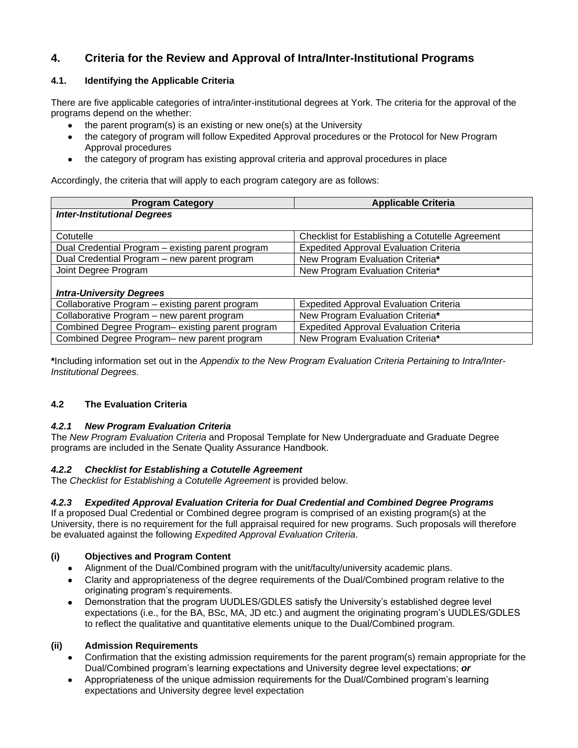## 4. Criteria for the Review and Approval of Intra/Inter-Institutional Programs

### 4.1. Identifying the Applicable Criteria

There are five applicable categories of intra/inter-institutional degrees at York. The criteria for the approval of the programs depend on the whether:

- the parent program(s) is an existing or new one(s) at the University
- the category of program will follow Expedited Approval procedures or the Protocol for New Program Approval procedures
- the category of program has existing approval criteria and approval procedures in place

Accordingly, the criteria that will apply to each program category are as follows:

| Program Category | Applicable Criteria |
|---|---|
| ***Inter-Institutional Degrees*** | |
| Cotutelle | Checklist for Establishing a Cotutelle Agreement |
| Dual Credential Program – existing parent program | Expedited Approval Evaluation Criteria |
| Dual Credential Program – new parent program | New Program Evaluation Criteria**\*** |
| Joint Degree Program | New Program Evaluation Criteria**\*** |
| ***Intra-University Degrees*** | |
| Collaborative Program – existing parent program | Expedited Approval Evaluation Criteria |
| Collaborative Program – new parent program | New Program Evaluation Criteria**\*** |
| Combined Degree Program– existing parent program | Expedited Approval Evaluation Criteria |
| Combined Degree Program– new parent program | New Program Evaluation Criteria**\*** |

**\***Including information set out in the *Appendix to the New Program Evaluation Criteria Pertaining to Intra/Inter-Institutional Degrees.*

### 4.2 The Evaluation Criteria

#### *4.2.1 New Program Evaluation Criteria*

The *New Program Evaluation Criteria* and Proposal Template for New Undergraduate and Graduate Degree programs are included in the Senate Quality Assurance Handbook.

#### *4.2.2 Checklist for Establishing a Cotutelle Agreement*

The *Checklist for Establishing a Cotutelle Agreement* is provided below.

#### *4.2.3 Expedited Approval Evaluation Criteria for Dual Credential and Combined Degree Programs*

If a proposed Dual Credential or Combined degree program is comprised of an existing program(s) at the University, there is no requirement for the full appraisal required for new programs. Such proposals will therefore be evaluated against the following *Expedited Approval Evaluation Criteria*.

**(i) Objectives and Program Content**

- Alignment of the Dual/Combined program with the unit/faculty/university academic plans.
- Clarity and appropriateness of the degree requirements of the Dual/Combined program relative to the originating program's requirements.
- Demonstration that the program UUDLES/GDLES satisfy the University's established degree level expectations (i.e., for the BA, BSc, MA, JD etc.) and augment the originating program's UUDLES/GDLES to reflect the qualitative and quantitative elements unique to the Dual/Combined program.

**(ii) Admission Requirements**

- Confirmation that the existing admission requirements for the parent program(s) remain appropriate for the Dual/Combined program's learning expectations and University degree level expectations; ***or***
- Appropriateness of the unique admission requirements for the Dual/Combined program's learning expectations and University degree level expectation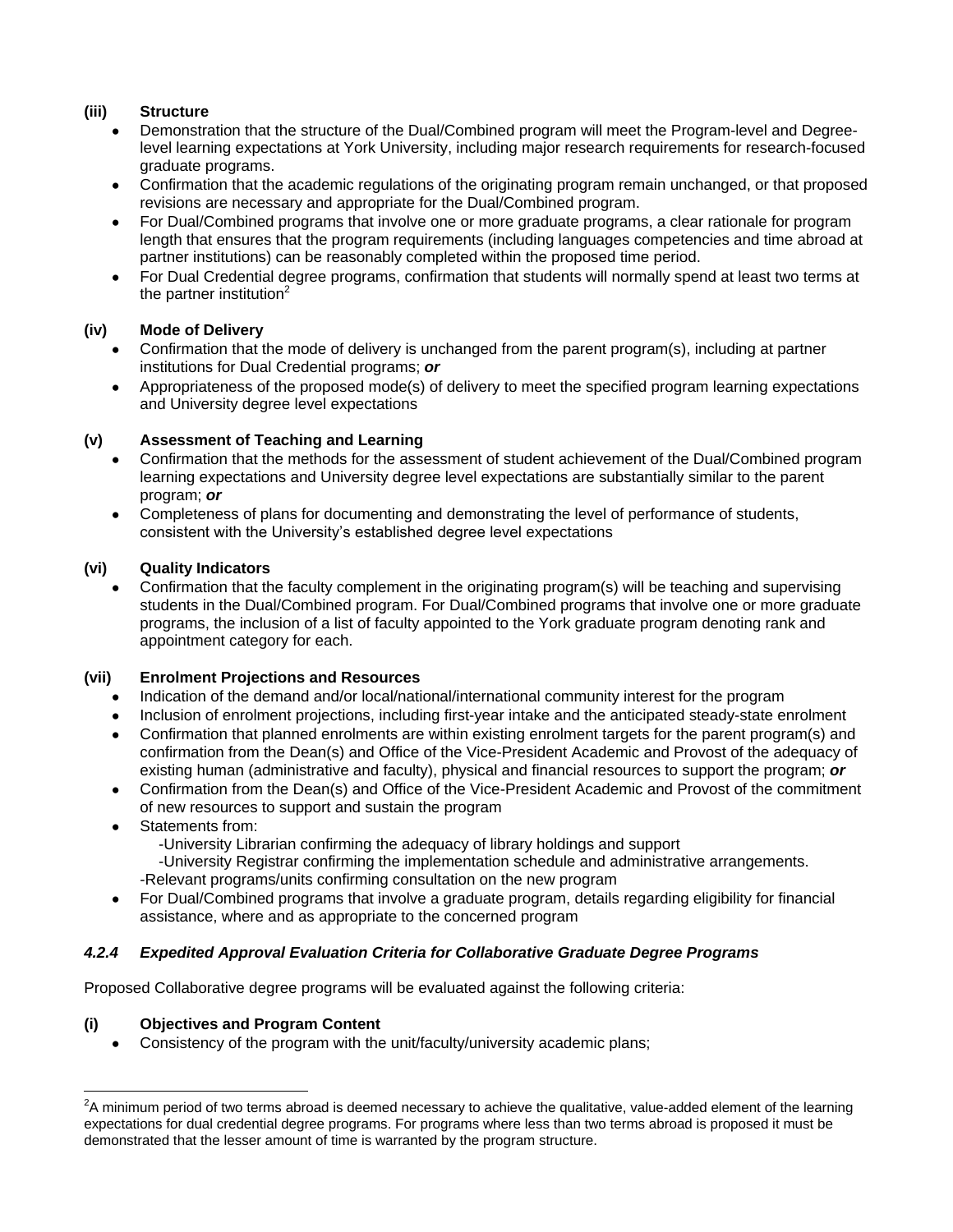**(iii) Structure**

- Demonstration that the structure of the Dual/Combined program will meet the Program-level and Degree-level learning expectations at York University, including major research requirements for research-focused graduate programs.
- Confirmation that the academic regulations of the originating program remain unchanged, or that proposed revisions are necessary and appropriate for the Dual/Combined program.
- For Dual/Combined programs that involve one or more graduate programs, a clear rationale for program length that ensures that the program requirements (including languages competencies and time abroad at partner institutions) can be reasonably completed within the proposed time period.
- For Dual Credential degree programs, confirmation that students will normally spend at least two terms at the partner institution[2]

**(iv) Mode of Delivery**

- Confirmation that the mode of delivery is unchanged from the parent program(s), including at partner institutions for Dual Credential programs; ***or***
- Appropriateness of the proposed mode(s) of delivery to meet the specified program learning expectations and University degree level expectations

**(v) Assessment of Teaching and Learning**

- Confirmation that the methods for the assessment of student achievement of the Dual/Combined program learning expectations and University degree level expectations are substantially similar to the parent program; ***or***
- Completeness of plans for documenting and demonstrating the level of performance of students, consistent with the University's established degree level expectations

**(vi) Quality Indicators**

- Confirmation that the faculty complement in the originating program(s) will be teaching and supervising students in the Dual/Combined program. For Dual/Combined programs that involve one or more graduate programs, the inclusion of a list of faculty appointed to the York graduate program denoting rank and appointment category for each.

**(vii) Enrolment Projections and Resources**

- Indication of the demand and/or local/national/international community interest for the program
- Inclusion of enrolment projections, including first-year intake and the anticipated steady-state enrolment
- Confirmation that planned enrolments are within existing enrolment targets for the parent program(s) and confirmation from the Dean(s) and Office of the Vice-President Academic and Provost of the adequacy of existing human (administrative and faculty), physical and financial resources to support the program; ***or***
- Confirmation from the Dean(s) and Office of the Vice-President Academic and Provost of the commitment of new resources to support and sustain the program
- Statements from:
  -University Librarian confirming the adequacy of library holdings and support
  -University Registrar confirming the implementation schedule and administrative arrangements.
  -Relevant programs/units confirming consultation on the new program
- For Dual/Combined programs that involve a graduate program, details regarding eligibility for financial assistance, where and as appropriate to the concerned program

### *4.2.4 Expedited Approval Evaluation Criteria for Collaborative Graduate Degree Programs*

Proposed Collaborative degree programs will be evaluated against the following criteria:

**(i) Objectives and Program Content**

- Consistency of the program with the unit/faculty/university academic plans;

[2] A minimum period of two terms abroad is deemed necessary to achieve the qualitative, value-added element of the learning expectations for dual credential degree programs. For programs where less than two terms abroad is proposed it must be demonstrated that the lesser amount of time is warranted by the program structure.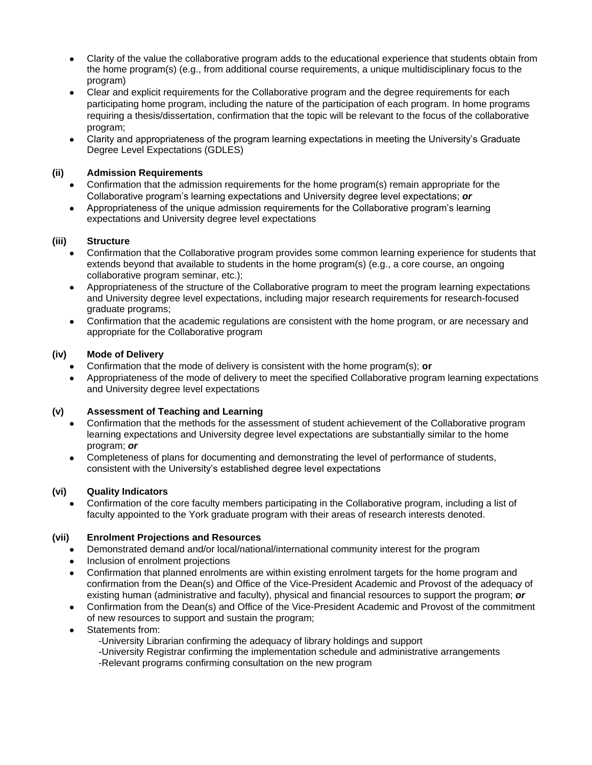- Clarity of the value the collaborative program adds to the educational experience that students obtain from the home program(s) (e.g., from additional course requirements, a unique multidisciplinary focus to the program)
- Clear and explicit requirements for the Collaborative program and the degree requirements for each participating home program, including the nature of the participation of each program. In home programs requiring a thesis/dissertation, confirmation that the topic will be relevant to the focus of the collaborative program;
- Clarity and appropriateness of the program learning expectations in meeting the University's Graduate Degree Level Expectations (GDLES)

**(ii) Admission Requirements**

- Confirmation that the admission requirements for the home program(s) remain appropriate for the Collaborative program's learning expectations and University degree level expectations; ***or***
- Appropriateness of the unique admission requirements for the Collaborative program's learning expectations and University degree level expectations

**(iii) Structure**

- Confirmation that the Collaborative program provides some common learning experience for students that extends beyond that available to students in the home program(s) (e.g., a core course, an ongoing collaborative program seminar, etc.);
- Appropriateness of the structure of the Collaborative program to meet the program learning expectations and University degree level expectations, including major research requirements for research-focused graduate programs;
- Confirmation that the academic regulations are consistent with the home program, or are necessary and appropriate for the Collaborative program

**(iv) Mode of Delivery**

- Confirmation that the mode of delivery is consistent with the home program(s); **or**
- Appropriateness of the mode of delivery to meet the specified Collaborative program learning expectations and University degree level expectations

**(v) Assessment of Teaching and Learning**

- Confirmation that the methods for the assessment of student achievement of the Collaborative program learning expectations and University degree level expectations are substantially similar to the home program; ***or***
- Completeness of plans for documenting and demonstrating the level of performance of students, consistent with the University's established degree level expectations

**(vi) Quality Indicators**

- Confirmation of the core faculty members participating in the Collaborative program, including a list of faculty appointed to the York graduate program with their areas of research interests denoted.

**(vii) Enrolment Projections and Resources**

- Demonstrated demand and/or local/national/international community interest for the program
- Inclusion of enrolment projections
- Confirmation that planned enrolments are within existing enrolment targets for the home program and confirmation from the Dean(s) and Office of the Vice-President Academic and Provost of the adequacy of existing human (administrative and faculty), physical and financial resources to support the program; ***or***
- Confirmation from the Dean(s) and Office of the Vice-President Academic and Provost of the commitment of new resources to support and sustain the program;
- Statements from:
  - -University Librarian confirming the adequacy of library holdings and support
  - -University Registrar confirming the implementation schedule and administrative arrangements
  - -Relevant programs confirming consultation on the new program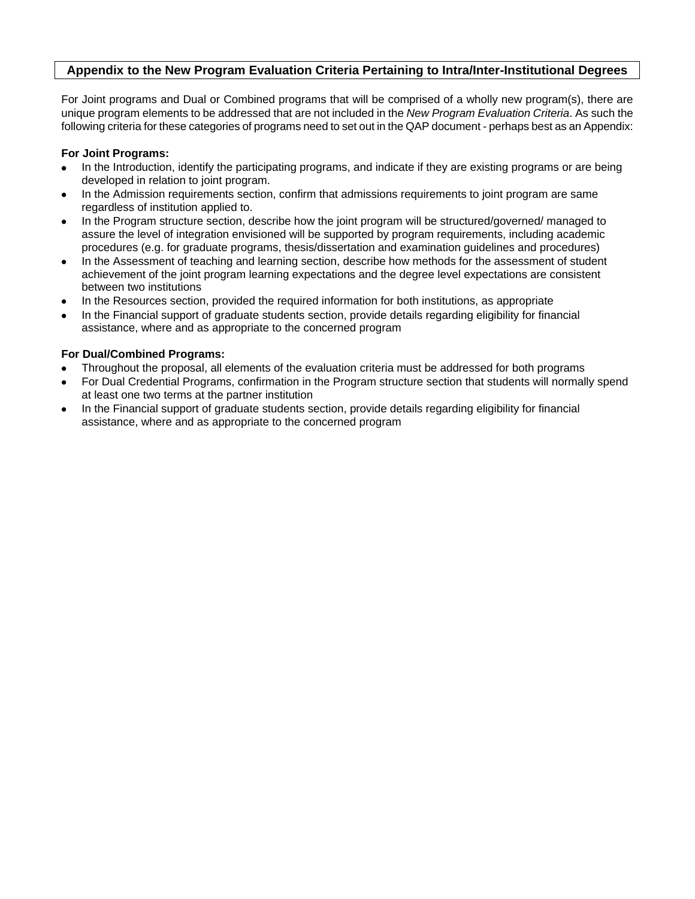## Appendix to the New Program Evaluation Criteria Pertaining to Intra/Inter-Institutional Degrees

For Joint programs and Dual or Combined programs that will be comprised of a wholly new program(s), there are unique program elements to be addressed that are not included in the *New Program Evaluation Criteria*. As such the following criteria for these categories of programs need to set out in the QAP document - perhaps best as an Appendix:

**For Joint Programs:**

- In the Introduction, identify the participating programs, and indicate if they are existing programs or are being developed in relation to joint program.
- In the Admission requirements section, confirm that admissions requirements to joint program are same regardless of institution applied to.
- In the Program structure section, describe how the joint program will be structured/governed/ managed to assure the level of integration envisioned will be supported by program requirements, including academic procedures (e.g. for graduate programs, thesis/dissertation and examination guidelines and procedures)
- In the Assessment of teaching and learning section, describe how methods for the assessment of student achievement of the joint program learning expectations and the degree level expectations are consistent between two institutions
- In the Resources section, provided the required information for both institutions, as appropriate
- In the Financial support of graduate students section, provide details regarding eligibility for financial assistance, where and as appropriate to the concerned program

**For Dual/Combined Programs:**

- Throughout the proposal, all elements of the evaluation criteria must be addressed for both programs
- For Dual Credential Programs, confirmation in the Program structure section that students will normally spend at least one two terms at the partner institution
- In the Financial support of graduate students section, provide details regarding eligibility for financial assistance, where and as appropriate to the concerned program